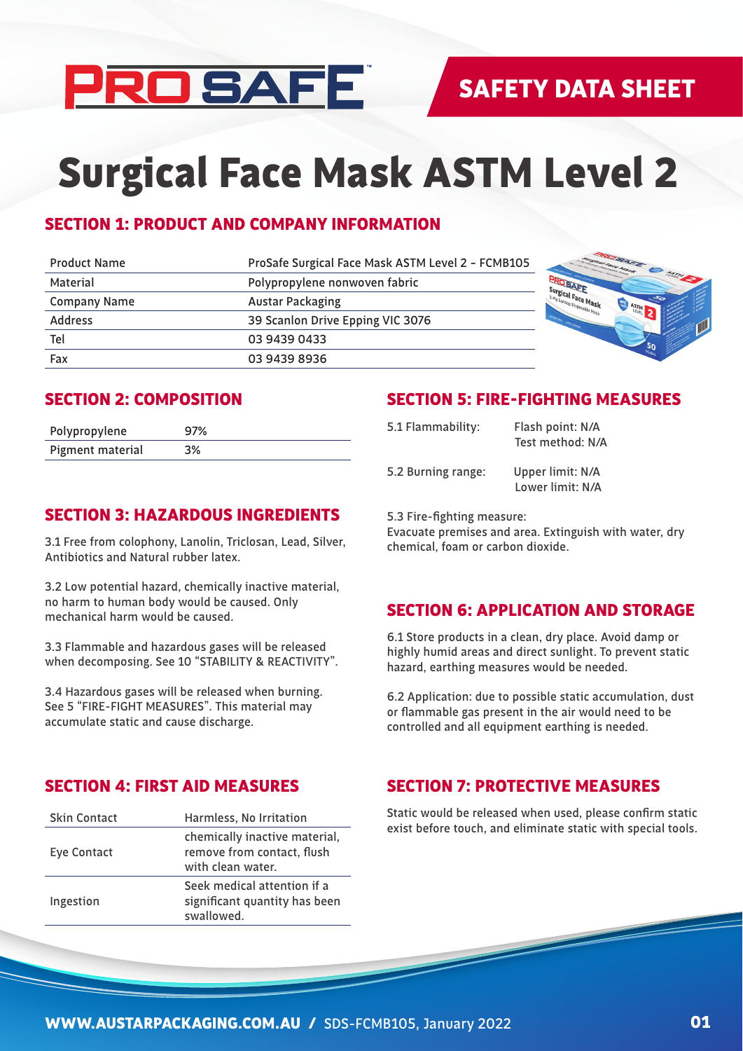SAFETY DATA SHEET

# Surgical Face Mask ASTM Level 2

## SECTION 1: PRODUCT AND COMPANY INFORMATION

| | |
|---|---|
| Product Name | ProSafe Surgical Face Mask ASTM Level 2 - FCMB105 |
| Material | Polypropylene nonwoven fabric |
| Company Name | Austar Packaging |
| Address | 39 Scanlon Drive Epping VIC 3076 |
| Tel | 03 9439 0433 |
| Fax | 03 9439 8936 |

## SECTION 2: COMPOSITION

| | |
|---|---|
| Polypropylene | 97% |
| Pigment material | 3% |

## SECTION 3: HAZARDOUS INGREDIENTS

3.1 Free from colophony, Lanolin, Triclosan, Lead, Silver, Antibiotics and Natural rubber latex.

3.2 Low potential hazard, chemically inactive material, no harm to human body would be caused. Only mechanical harm would be caused.

3.3 Flammable and hazardous gases will be released when decomposing. See 10 "STABILITY & REACTIVITY".

3.4 Hazardous gases will be released when burning. See 5 "FIRE-FIGHT MEASURES". This material may accumulate static and cause discharge.

## SECTION 4: FIRST AID MEASURES

| | |
|---|---|
| Skin Contact | Harmless, No Irritation |
| Eye Contact | chemically inactive material, remove from contact, flush with clean water. |
| Ingestion | Seek medical attention if a significant quantity has been swallowed. |

## SECTION 5: FIRE-FIGHTING MEASURES

5.1 Flammability: Flash point: N/A
Test method: N/A

5.2 Burning range: Upper limit: N/A
Lower limit: N/A

5.3 Fire-fighting measure:
Evacuate premises and area. Extinguish with water, dry chemical, foam or carbon dioxide.

## SECTION 6: APPLICATION AND STORAGE

6.1 Store products in a clean, dry place. Avoid damp or highly humid areas and direct sunlight. To prevent static hazard, earthing measures would be needed.

6.2 Application: due to possible static accumulation, dust or flammable gas present in the air would need to be controlled and all equipment earthing is needed.

## SECTION 7: PROTECTIVE MEASURES

Static would be released when used, please confirm static exist before touch, and eliminate static with special tools.

WWW.AUSTARPACKAGING.COM.AU / SDS-FCMB105, January 2022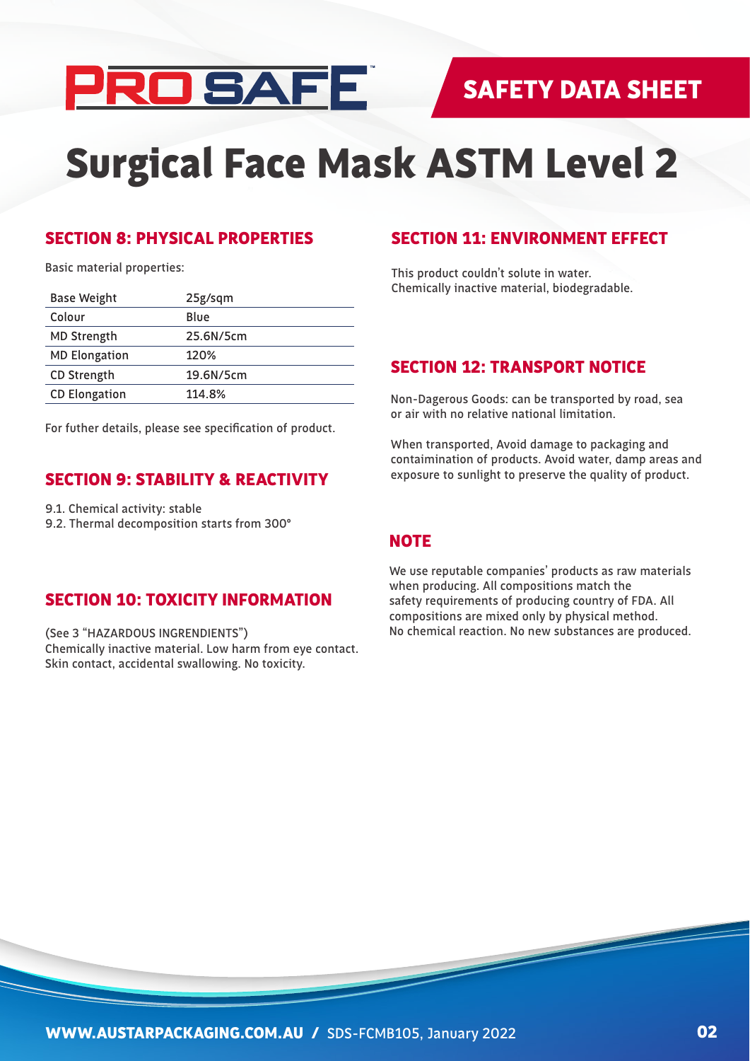PRO SAFE

SAFETY DATA SHEET

# Surgical Face Mask ASTM Level 2

## SECTION 8: PHYSICAL PROPERTIES

Basic material properties:

| | |
|---|---|
| Base Weight | 25g/sqm |
| Colour | Blue |
| MD Strength | 25.6N/5cm |
| MD Elongation | 120% |
| CD Strength | 19.6N/5cm |
| CD Elongation | 114.8% |

For futher details, please see specification of product.

## SECTION 9: STABILITY & REACTIVITY

9.1. Chemical activity: stable
9.2. Thermal decomposition starts from 300°

## SECTION 10: TOXICITY INFORMATION

(See 3 "HAZARDOUS INGRENDIENTS")
Chemically inactive material. Low harm from eye contact. Skin contact, accidental swallowing. No toxicity.

## SECTION 11: ENVIRONMENT EFFECT

This product couldn't solute in water.
Chemically inactive material, biodegradable.

## SECTION 12: TRANSPORT NOTICE

Non-Dagerous Goods: can be transported by road, sea or air with no relative national limitation.

When transported, Avoid damage to packaging and containimation of products. Avoid water, damp areas and exposure to sunlight to preserve the quality of product.

## NOTE

We use reputable companies' products as raw materials when producing. All compositions match the safety requirements of producing country of FDA. All compositions are mixed only by physical method. No chemical reaction. No new substances are produced.

WWW.AUSTARPACKAGING.COM.AU / SDS-FCMB105, January 2022